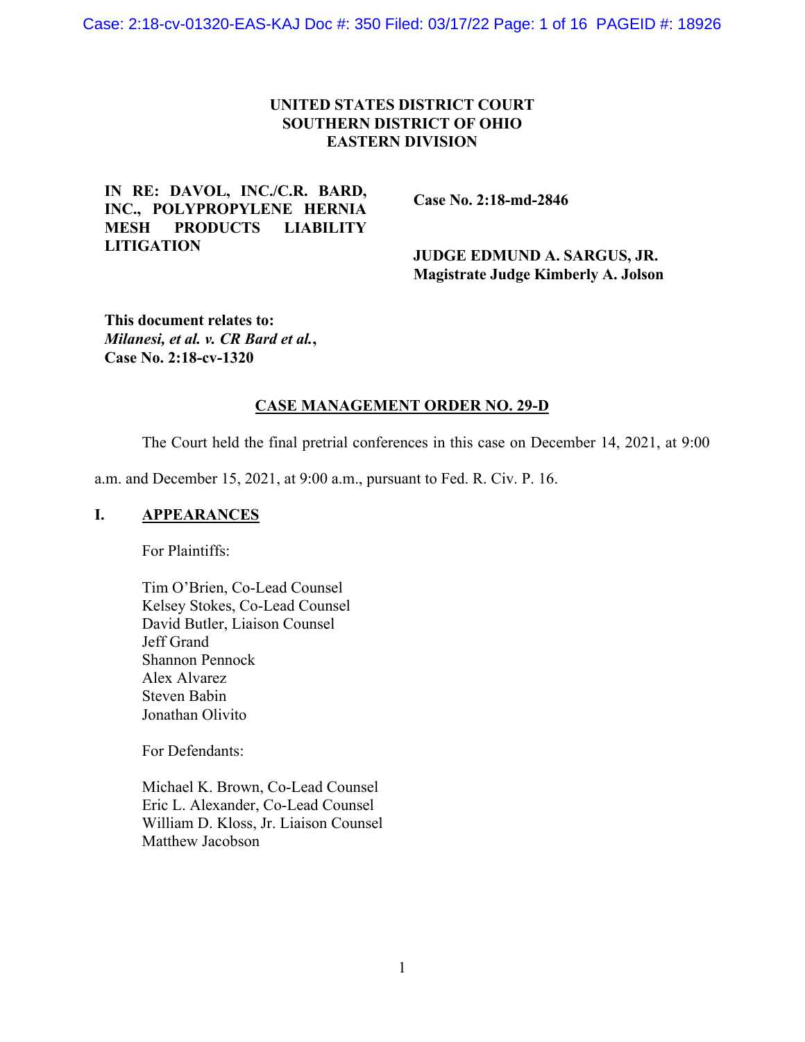**UNITED STATES DISTRICT COURT**
**SOUTHERN DISTRICT OF OHIO**
**EASTERN DIVISION**

**IN RE: DAVOL, INC./C.R. BARD, INC., POLYPROPYLENE HERNIA MESH PRODUCTS LIABILITY LITIGATION**

**Case No. 2:18-md-2846**

**JUDGE EDMUND A. SARGUS, JR.**
**Magistrate Judge Kimberly A. Jolson**

**This document relates to:**
***Milanesi, et al. v. CR Bard et al.*, Case No. 2:18-cv-1320**

**CASE MANAGEMENT ORDER NO. 29-D**

The Court held the final pretrial conferences in this case on December 14, 2021, at 9:00 a.m. and December 15, 2021, at 9:00 a.m., pursuant to Fed. R. Civ. P. 16.

## I. APPEARANCES

For Plaintiffs:

Tim O'Brien, Co-Lead Counsel
Kelsey Stokes, Co-Lead Counsel
David Butler, Liaison Counsel
Jeff Grand
Shannon Pennock
Alex Alvarez
Steven Babin
Jonathan Olivito

For Defendants:

Michael K. Brown, Co-Lead Counsel
Eric L. Alexander, Co-Lead Counsel
William D. Kloss, Jr. Liaison Counsel
Matthew Jacobson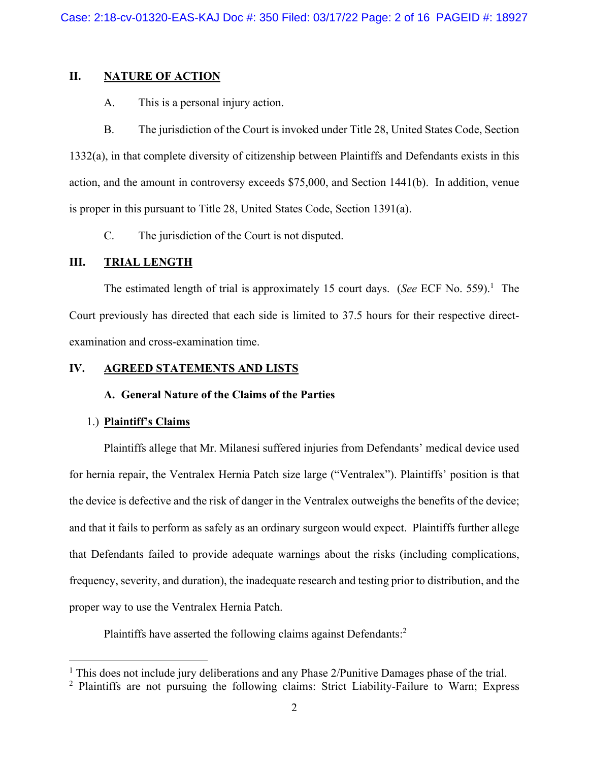## II. NATURE OF ACTION

A. This is a personal injury action.

B. The jurisdiction of the Court is invoked under Title 28, United States Code, Section 1332(a), in that complete diversity of citizenship between Plaintiffs and Defendants exists in this action, and the amount in controversy exceeds $75,000, and Section 1441(b). In addition, venue is proper in this pursuant to Title 28, United States Code, Section 1391(a).

C. The jurisdiction of the Court is not disputed.

## III. TRIAL LENGTH

The estimated length of trial is approximately 15 court days. (*See* ECF No. 559).[1] The Court previously has directed that each side is limited to 37.5 hours for their respective direct-examination and cross-examination time.

## IV. AGREED STATEMENTS AND LISTS

### A. General Nature of the Claims of the Parties

1.) **Plaintiff's Claims**

Plaintiffs allege that Mr. Milanesi suffered injuries from Defendants' medical device used for hernia repair, the Ventralex Hernia Patch size large ("Ventralex"). Plaintiffs' position is that the device is defective and the risk of danger in the Ventralex outweighs the benefits of the device; and that it fails to perform as safely as an ordinary surgeon would expect. Plaintiffs further allege that Defendants failed to provide adequate warnings about the risks (including complications, frequency, severity, and duration), the inadequate research and testing prior to distribution, and the proper way to use the Ventralex Hernia Patch.

Plaintiffs have asserted the following claims against Defendants:[2]

---

[1] This does not include jury deliberations and any Phase 2/Punitive Damages phase of the trial.

[2] Plaintiffs are not pursuing the following claims: Strict Liability-Failure to Warn; Express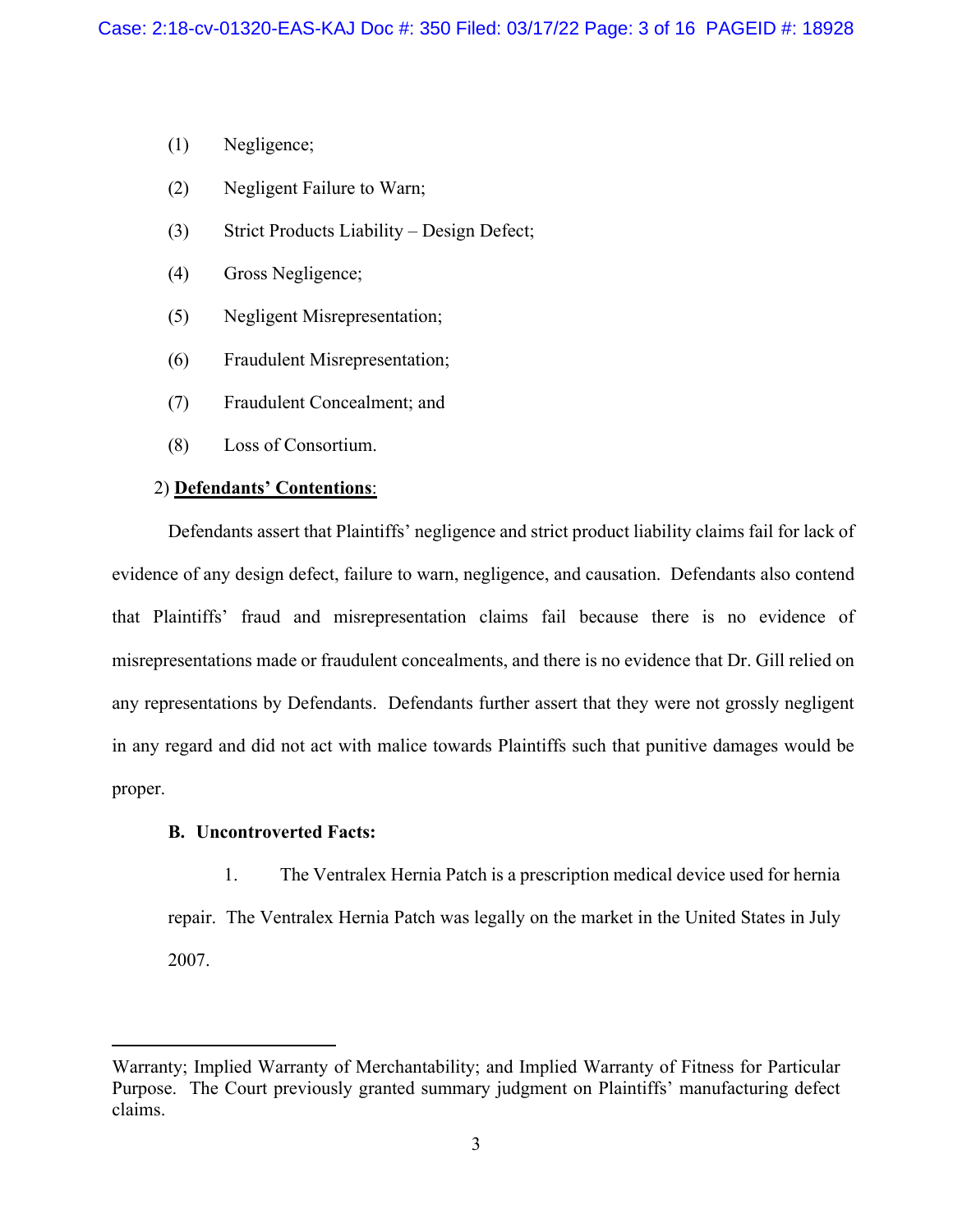(1) Negligence;

(2) Negligent Failure to Warn;

(3) Strict Products Liability – Design Defect;

(4) Gross Negligence;

(5) Negligent Misrepresentation;

(6) Fraudulent Misrepresentation;

(7) Fraudulent Concealment; and

(8) Loss of Consortium.

2) **Defendants' Contentions**:

Defendants assert that Plaintiffs' negligence and strict product liability claims fail for lack of evidence of any design defect, failure to warn, negligence, and causation. Defendants also contend that Plaintiffs' fraud and misrepresentation claims fail because there is no evidence of misrepresentations made or fraudulent concealments, and there is no evidence that Dr. Gill relied on any representations by Defendants. Defendants further assert that they were not grossly negligent in any regard and did not act with malice towards Plaintiffs such that punitive damages would be proper.

**B. Uncontroverted Facts:**

1. The Ventralex Hernia Patch is a prescription medical device used for hernia repair. The Ventralex Hernia Patch was legally on the market in the United States in July 2007.

---

Warranty; Implied Warranty of Merchantability; and Implied Warranty of Fitness for Particular Purpose. The Court previously granted summary judgment on Plaintiffs' manufacturing defect claims.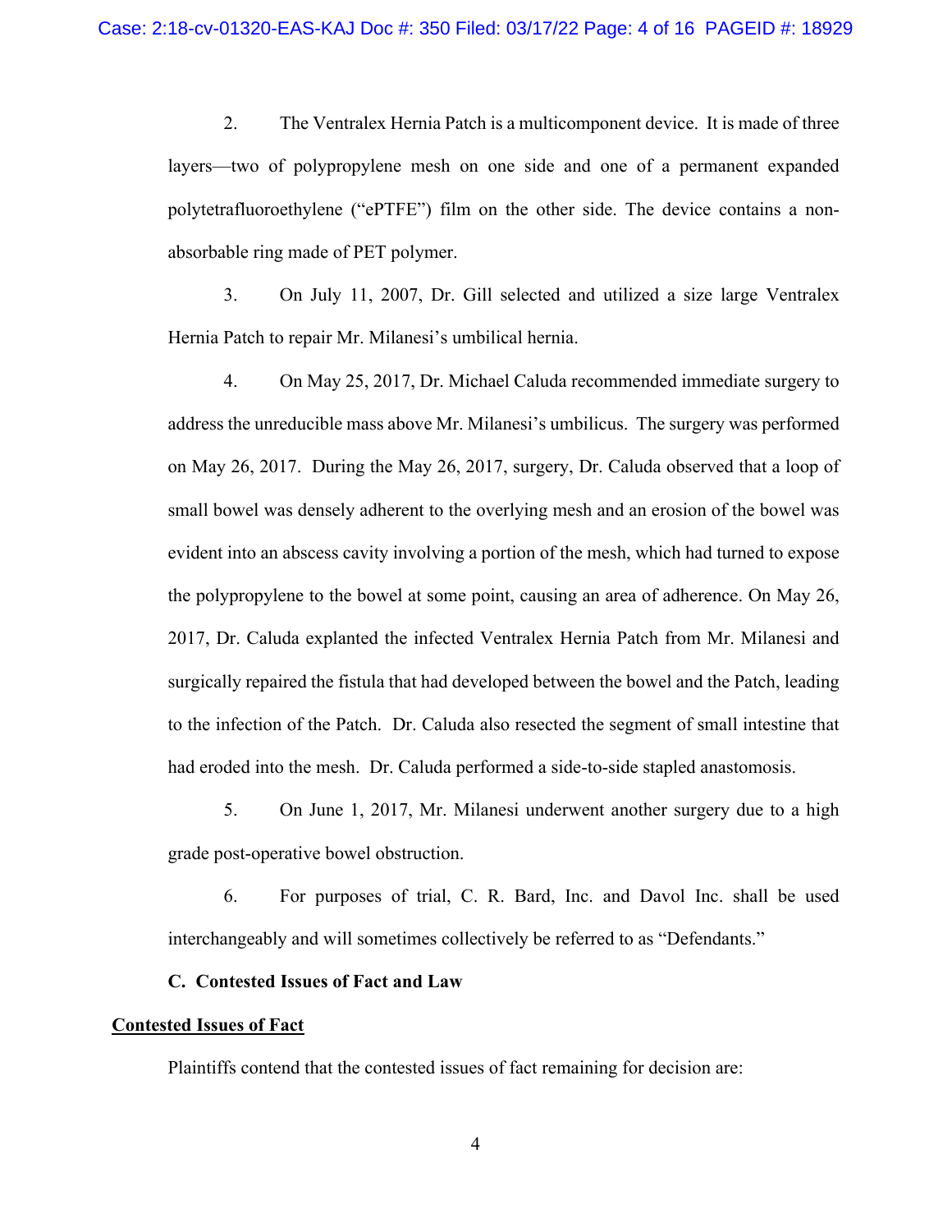2. The Ventralex Hernia Patch is a multicomponent device. It is made of three layers—two of polypropylene mesh on one side and one of a permanent expanded polytetrafluoroethylene ("ePTFE") film on the other side. The device contains a non-absorbable ring made of PET polymer.

3. On July 11, 2007, Dr. Gill selected and utilized a size large Ventralex Hernia Patch to repair Mr. Milanesi's umbilical hernia.

4. On May 25, 2017, Dr. Michael Caluda recommended immediate surgery to address the unreducible mass above Mr. Milanesi's umbilicus. The surgery was performed on May 26, 2017. During the May 26, 2017, surgery, Dr. Caluda observed that a loop of small bowel was densely adherent to the overlying mesh and an erosion of the bowel was evident into an abscess cavity involving a portion of the mesh, which had turned to expose the polypropylene to the bowel at some point, causing an area of adherence. On May 26, 2017, Dr. Caluda explanted the infected Ventralex Hernia Patch from Mr. Milanesi and surgically repaired the fistula that had developed between the bowel and the Patch, leading to the infection of the Patch. Dr. Caluda also resected the segment of small intestine that had eroded into the mesh. Dr. Caluda performed a side-to-side stapled anastomosis.

5. On June 1, 2017, Mr. Milanesi underwent another surgery due to a high grade post-operative bowel obstruction.

6. For purposes of trial, C. R. Bard, Inc. and Davol Inc. shall be used interchangeably and will sometimes collectively be referred to as "Defendants."

### C. Contested Issues of Fact and Law

**Contested Issues of Fact**

Plaintiffs contend that the contested issues of fact remaining for decision are: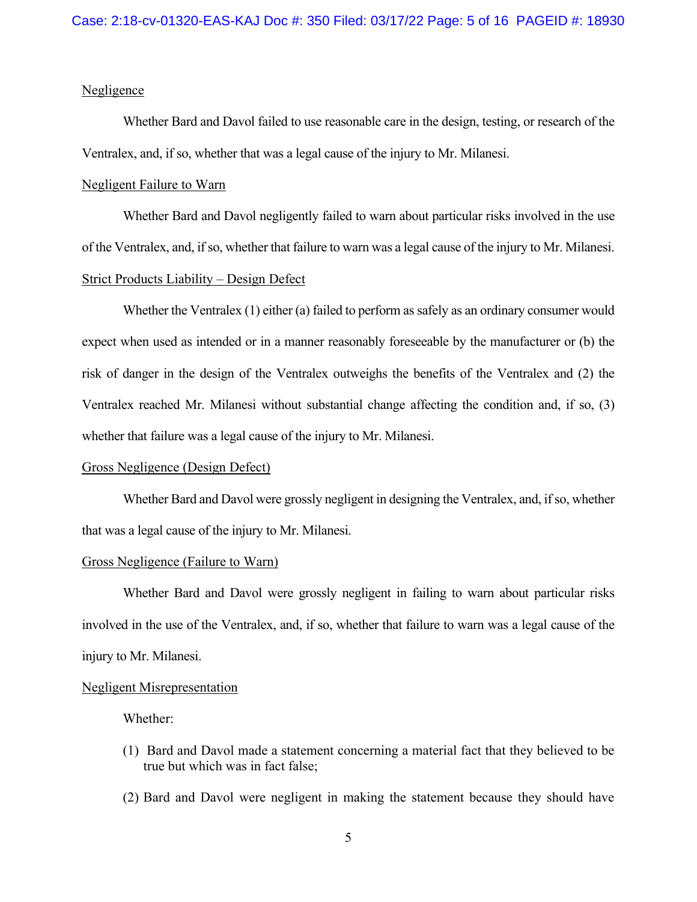Negligence

Whether Bard and Davol failed to use reasonable care in the design, testing, or research of the Ventralex, and, if so, whether that was a legal cause of the injury to Mr. Milanesi.

Negligent Failure to Warn

Whether Bard and Davol negligently failed to warn about particular risks involved in the use of the Ventralex, and, if so, whether that failure to warn was a legal cause of the injury to Mr. Milanesi.

Strict Products Liability – Design Defect

Whether the Ventralex (1) either (a) failed to perform as safely as an ordinary consumer would expect when used as intended or in a manner reasonably foreseeable by the manufacturer or (b) the risk of danger in the design of the Ventralex outweighs the benefits of the Ventralex and (2) the Ventralex reached Mr. Milanesi without substantial change affecting the condition and, if so, (3) whether that failure was a legal cause of the injury to Mr. Milanesi.

Gross Negligence (Design Defect)

Whether Bard and Davol were grossly negligent in designing the Ventralex, and, if so, whether that was a legal cause of the injury to Mr. Milanesi.

Gross Negligence (Failure to Warn)

Whether Bard and Davol were grossly negligent in failing to warn about particular risks involved in the use of the Ventralex, and, if so, whether that failure to warn was a legal cause of the injury to Mr. Milanesi.

Negligent Misrepresentation

Whether:

(1) Bard and Davol made a statement concerning a material fact that they believed to be true but which was in fact false;

(2) Bard and Davol were negligent in making the statement because they should have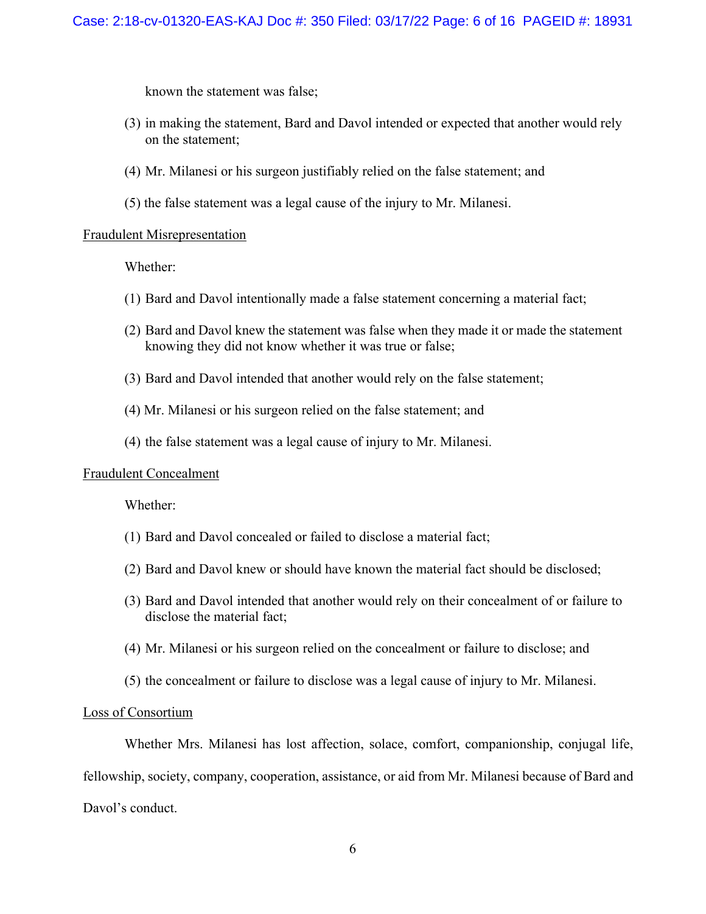known the statement was false;

(3) in making the statement, Bard and Davol intended or expected that another would rely on the statement;

(4) Mr. Milanesi or his surgeon justifiably relied on the false statement; and

(5) the false statement was a legal cause of the injury to Mr. Milanesi.

<u>Fraudulent Misrepresentation</u>

Whether:

(1) Bard and Davol intentionally made a false statement concerning a material fact;

(2) Bard and Davol knew the statement was false when they made it or made the statement knowing they did not know whether it was true or false;

(3) Bard and Davol intended that another would rely on the false statement;

(4) Mr. Milanesi or his surgeon relied on the false statement; and

(4) the false statement was a legal cause of injury to Mr. Milanesi.

<u>Fraudulent Concealment</u>

Whether:

(1) Bard and Davol concealed or failed to disclose a material fact;

(2) Bard and Davol knew or should have known the material fact should be disclosed;

(3) Bard and Davol intended that another would rely on their concealment of or failure to disclose the material fact;

(4) Mr. Milanesi or his surgeon relied on the concealment or failure to disclose; and

(5) the concealment or failure to disclose was a legal cause of injury to Mr. Milanesi.

<u>Loss of Consortium</u>

Whether Mrs. Milanesi has lost affection, solace, comfort, companionship, conjugal life, fellowship, society, company, cooperation, assistance, or aid from Mr. Milanesi because of Bard and Davol's conduct.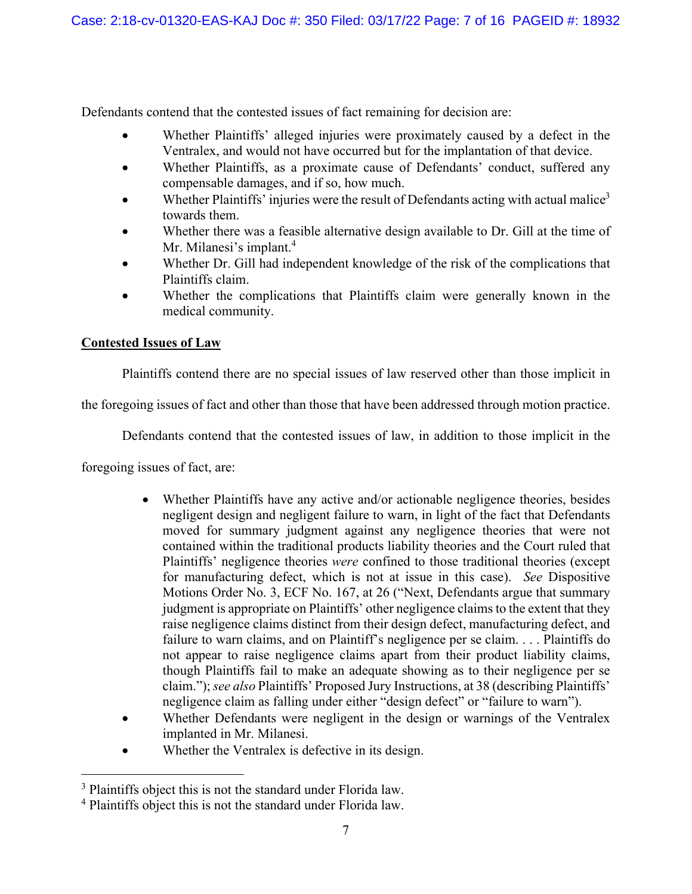Defendants contend that the contested issues of fact remaining for decision are:

- Whether Plaintiffs' alleged injuries were proximately caused by a defect in the Ventralex, and would not have occurred but for the implantation of that device.
- Whether Plaintiffs, as a proximate cause of Defendants' conduct, suffered any compensable damages, and if so, how much.
- Whether Plaintiffs' injuries were the result of Defendants acting with actual malice[3] towards them.
- Whether there was a feasible alternative design available to Dr. Gill at the time of Mr. Milanesi's implant.[4]
- Whether Dr. Gill had independent knowledge of the risk of the complications that Plaintiffs claim.
- Whether the complications that Plaintiffs claim were generally known in the medical community.

**Contested Issues of Law**

Plaintiffs contend there are no special issues of law reserved other than those implicit in the foregoing issues of fact and other than those that have been addressed through motion practice.

Defendants contend that the contested issues of law, in addition to those implicit in the foregoing issues of fact, are:

- Whether Plaintiffs have any active and/or actionable negligence theories, besides negligent design and negligent failure to warn, in light of the fact that Defendants moved for summary judgment against any negligence theories that were not contained within the traditional products liability theories and the Court ruled that Plaintiffs' negligence theories *were* confined to those traditional theories (except for manufacturing defect, which is not at issue in this case). *See* Dispositive Motions Order No. 3, ECF No. 167, at 26 ("Next, Defendants argue that summary judgment is appropriate on Plaintiffs' other negligence claims to the extent that they raise negligence claims distinct from their design defect, manufacturing defect, and failure to warn claims, and on Plaintiff's negligence per se claim. . . . Plaintiffs do not appear to raise negligence claims apart from their product liability claims, though Plaintiffs fail to make an adequate showing as to their negligence per se claim."); *see also* Plaintiffs' Proposed Jury Instructions, at 38 (describing Plaintiffs' negligence claim as falling under either "design defect" or "failure to warn").
- Whether Defendants were negligent in the design or warnings of the Ventralex implanted in Mr. Milanesi.
- Whether the Ventralex is defective in its design.

---

[3] Plaintiffs object this is not the standard under Florida law.

[4] Plaintiffs object this is not the standard under Florida law.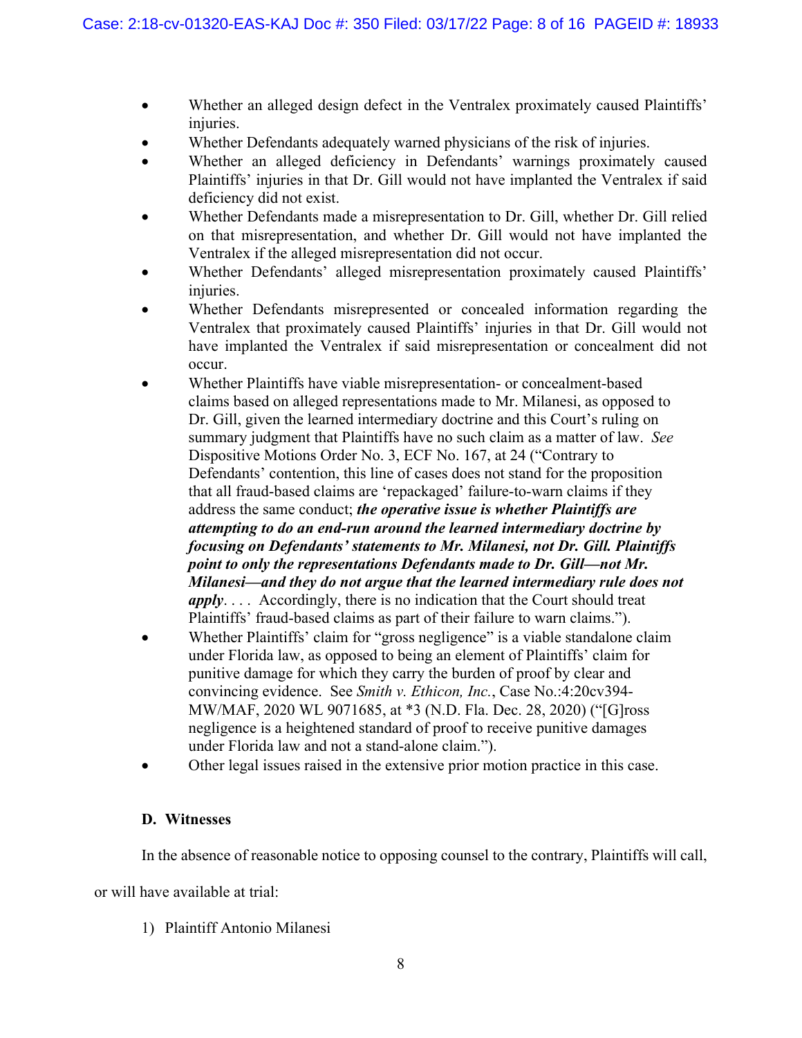- Whether an alleged design defect in the Ventralex proximately caused Plaintiffs' injuries.
- Whether Defendants adequately warned physicians of the risk of injuries.
- Whether an alleged deficiency in Defendants' warnings proximately caused Plaintiffs' injuries in that Dr. Gill would not have implanted the Ventralex if said deficiency did not exist.
- Whether Defendants made a misrepresentation to Dr. Gill, whether Dr. Gill relied on that misrepresentation, and whether Dr. Gill would not have implanted the Ventralex if the alleged misrepresentation did not occur.
- Whether Defendants' alleged misrepresentation proximately caused Plaintiffs' injuries.
- Whether Defendants misrepresented or concealed information regarding the Ventralex that proximately caused Plaintiffs' injuries in that Dr. Gill would not have implanted the Ventralex if said misrepresentation or concealment did not occur.
- Whether Plaintiffs have viable misrepresentation- or concealment-based claims based on alleged representations made to Mr. Milanesi, as opposed to Dr. Gill, given the learned intermediary doctrine and this Court's ruling on summary judgment that Plaintiffs have no such claim as a matter of law. *See* Dispositive Motions Order No. 3, ECF No. 167, at 24 ("Contrary to Defendants' contention, this line of cases does not stand for the proposition that all fraud-based claims are 'repackaged' failure-to-warn claims if they address the same conduct; ***the operative issue is whether Plaintiffs are attempting to do an end-run around the learned intermediary doctrine by focusing on Defendants' statements to Mr. Milanesi, not Dr. Gill. Plaintiffs point to only the representations Defendants made to Dr. Gill—not Mr. Milanesi—and they do not argue that the learned intermediary rule does not apply***. . . . Accordingly, there is no indication that the Court should treat Plaintiffs' fraud-based claims as part of their failure to warn claims.").
- Whether Plaintiffs' claim for "gross negligence" is a viable standalone claim under Florida law, as opposed to being an element of Plaintiffs' claim for punitive damage for which they carry the burden of proof by clear and convincing evidence. See *Smith v. Ethicon, Inc.*, Case No.:4:20cv394-MW/MAF, 2020 WL 9071685, at *3 (N.D. Fla. Dec. 28, 2020) ("[G]ross negligence is a heightened standard of proof to receive punitive damages under Florida law and not a stand-alone claim.").
- Other legal issues raised in the extensive prior motion practice in this case.

### D. Witnesses

In the absence of reasonable notice to opposing counsel to the contrary, Plaintiffs will call, or will have available at trial:

1) Plaintiff Antonio Milanesi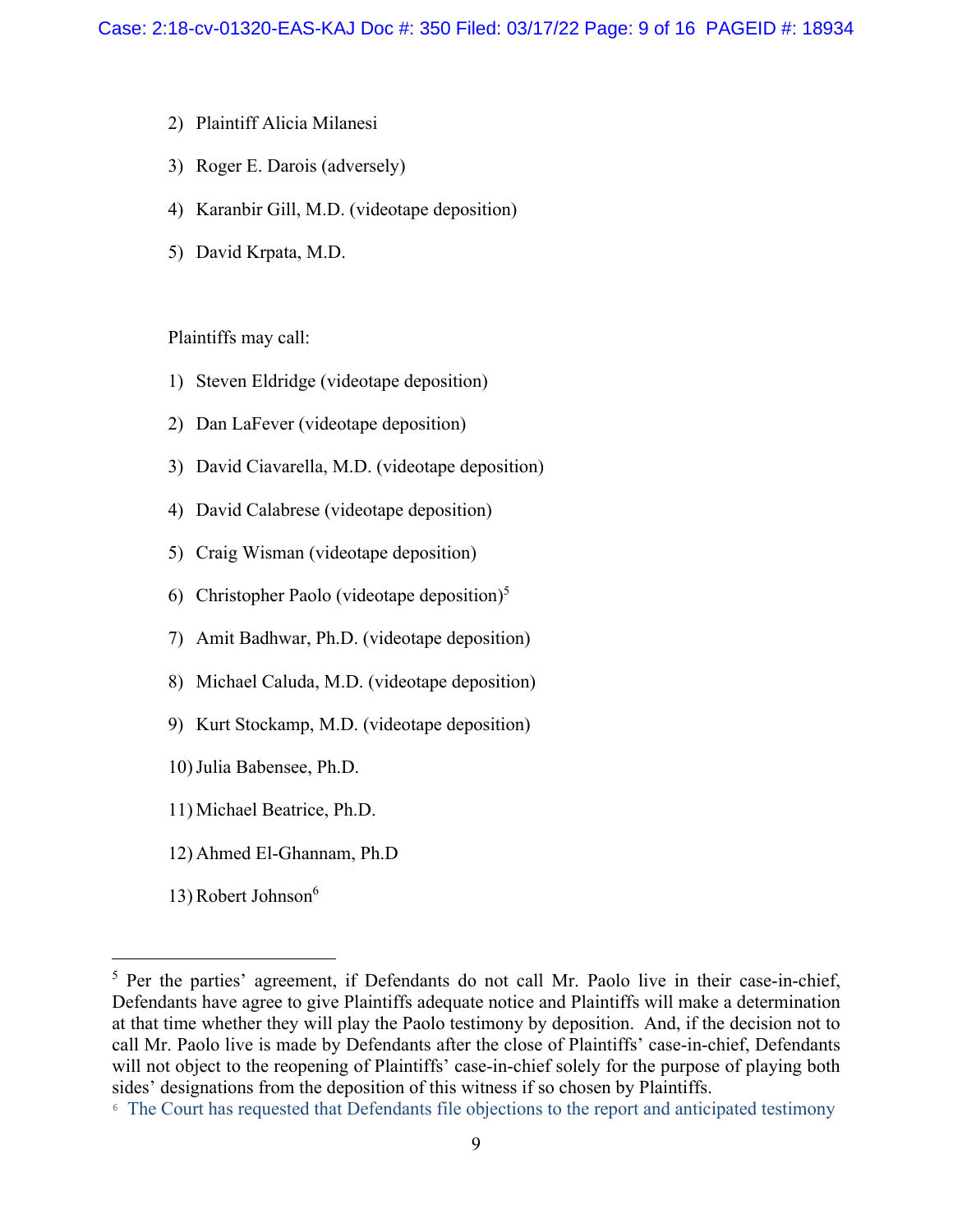2) Plaintiff Alicia Milanesi

3) Roger E. Darois (adversely)

4) Karanbir Gill, M.D. (videotape deposition)

5) David Krpata, M.D.

Plaintiffs may call:

1) Steven Eldridge (videotape deposition)

2) Dan LaFever (videotape deposition)

3) David Ciavarella, M.D. (videotape deposition)

4) David Calabrese (videotape deposition)

5) Craig Wisman (videotape deposition)

6) Christopher Paolo (videotape deposition)[5]

7) Amit Badhwar, Ph.D. (videotape deposition)

8) Michael Caluda, M.D. (videotape deposition)

9) Kurt Stockamp, M.D. (videotape deposition)

10) Julia Babensee, Ph.D.

11) Michael Beatrice, Ph.D.

12) Ahmed El-Ghannam, Ph.D

13) Robert Johnson[6]

---

[5] Per the parties' agreement, if Defendants do not call Mr. Paolo live in their case-in-chief, Defendants have agree to give Plaintiffs adequate notice and Plaintiffs will make a determination at that time whether they will play the Paolo testimony by deposition. And, if the decision not to call Mr. Paolo live is made by Defendants after the close of Plaintiffs' case-in-chief, Defendants will not object to the reopening of Plaintiffs' case-in-chief solely for the purpose of playing both sides' designations from the deposition of this witness if so chosen by Plaintiffs.

[6] The Court has requested that Defendants file objections to the report and anticipated testimony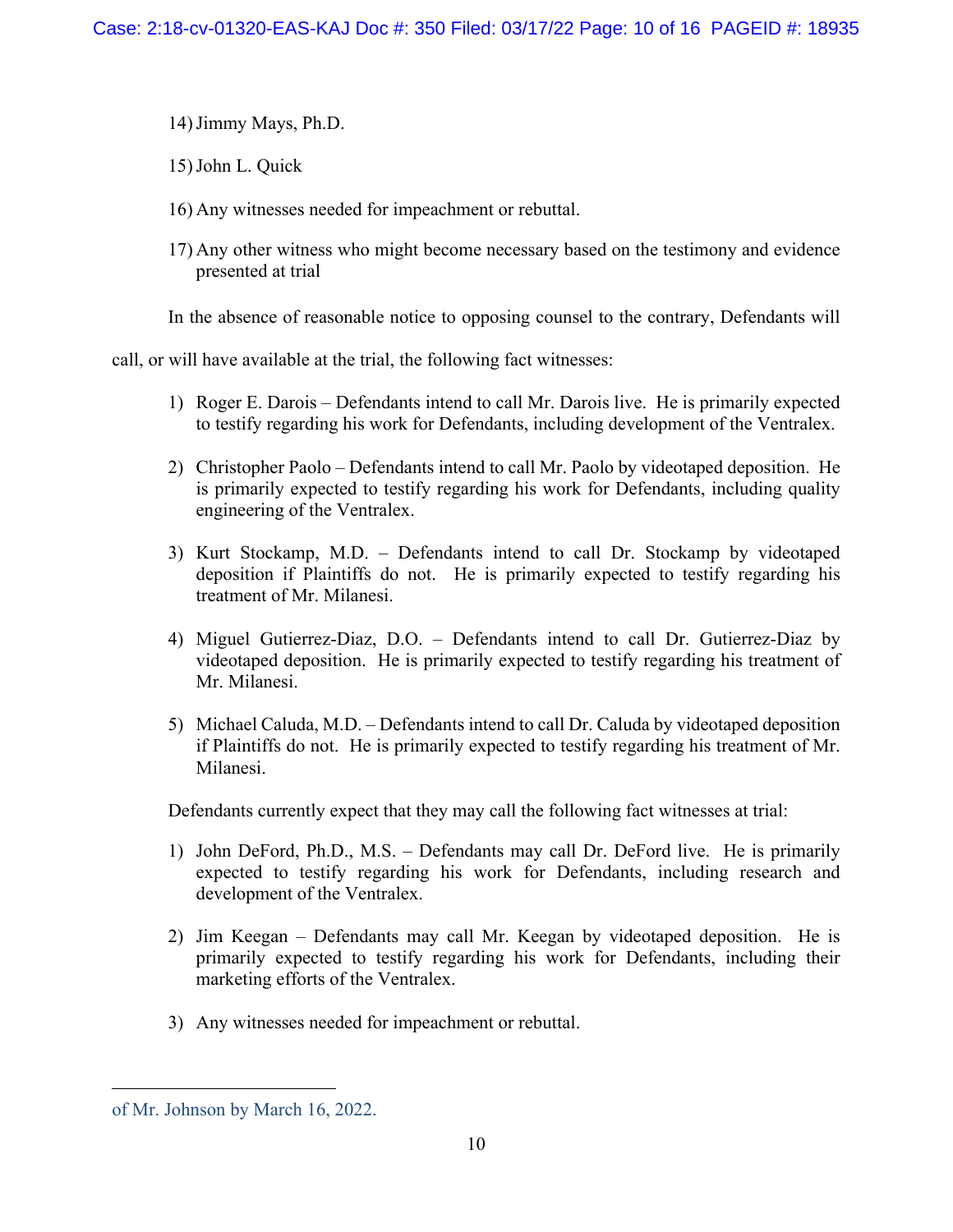14) Jimmy Mays, Ph.D.

15) John L. Quick

16) Any witnesses needed for impeachment or rebuttal.

17) Any other witness who might become necessary based on the testimony and evidence presented at trial

In the absence of reasonable notice to opposing counsel to the contrary, Defendants will call, or will have available at the trial, the following fact witnesses:

1) Roger E. Darois – Defendants intend to call Mr. Darois live. He is primarily expected to testify regarding his work for Defendants, including development of the Ventralex.

2) Christopher Paolo – Defendants intend to call Mr. Paolo by videotaped deposition. He is primarily expected to testify regarding his work for Defendants, including quality engineering of the Ventralex.

3) Kurt Stockamp, M.D. – Defendants intend to call Dr. Stockamp by videotaped deposition if Plaintiffs do not. He is primarily expected to testify regarding his treatment of Mr. Milanesi.

4) Miguel Gutierrez-Diaz, D.O. – Defendants intend to call Dr. Gutierrez-Diaz by videotaped deposition. He is primarily expected to testify regarding his treatment of Mr. Milanesi.

5) Michael Caluda, M.D. – Defendants intend to call Dr. Caluda by videotaped deposition if Plaintiffs do not. He is primarily expected to testify regarding his treatment of Mr. Milanesi.

Defendants currently expect that they may call the following fact witnesses at trial:

1) John DeFord, Ph.D., M.S. – Defendants may call Dr. DeFord live. He is primarily expected to testify regarding his work for Defendants, including research and development of the Ventralex.

2) Jim Keegan – Defendants may call Mr. Keegan by videotaped deposition. He is primarily expected to testify regarding his work for Defendants, including their marketing efforts of the Ventralex.

3) Any witnesses needed for impeachment or rebuttal.

---

of Mr. Johnson by March 16, 2022.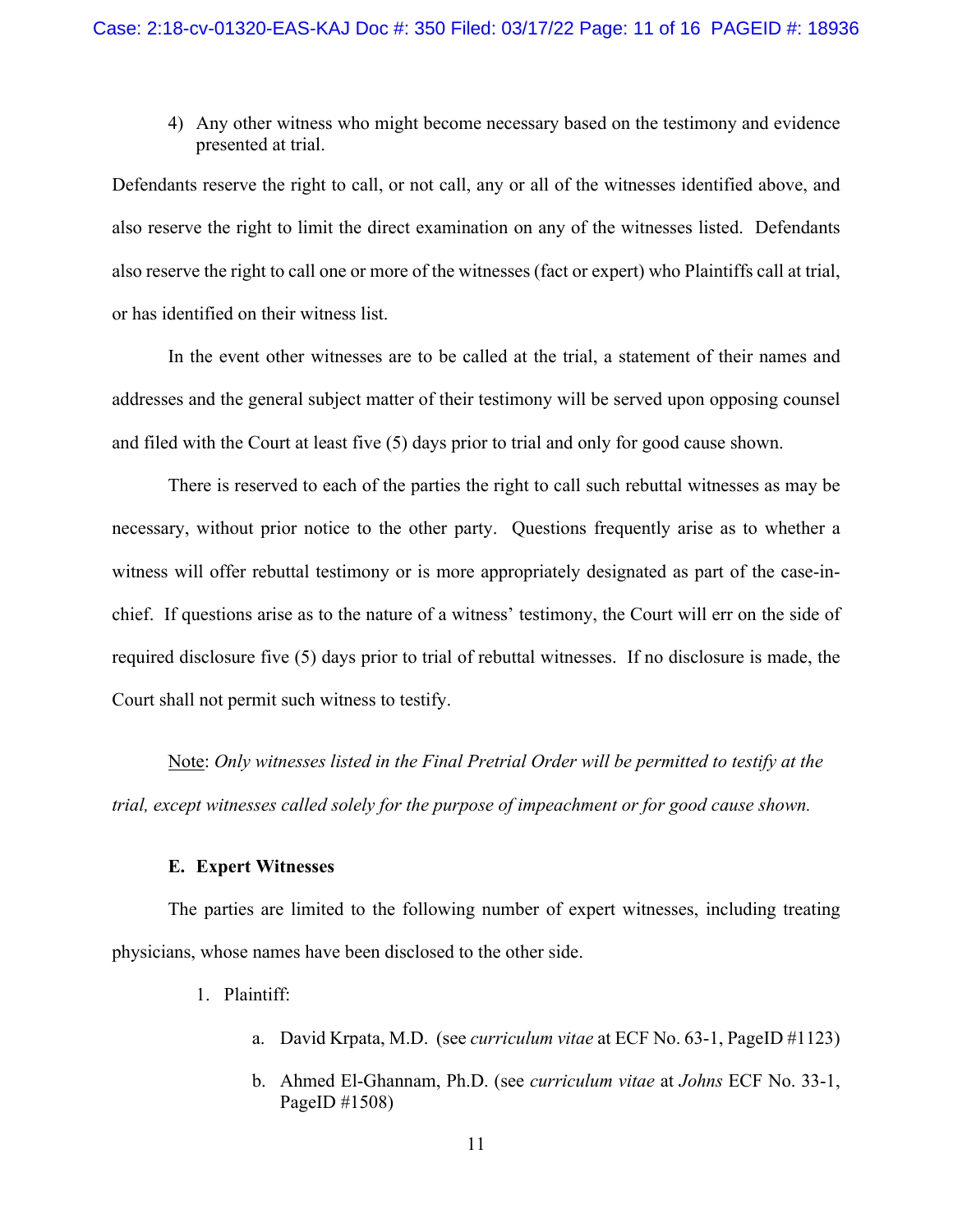4) Any other witness who might become necessary based on the testimony and evidence presented at trial.

Defendants reserve the right to call, or not call, any or all of the witnesses identified above, and also reserve the right to limit the direct examination on any of the witnesses listed. Defendants also reserve the right to call one or more of the witnesses (fact or expert) who Plaintiffs call at trial, or has identified on their witness list.

In the event other witnesses are to be called at the trial, a statement of their names and addresses and the general subject matter of their testimony will be served upon opposing counsel and filed with the Court at least five (5) days prior to trial and only for good cause shown.

There is reserved to each of the parties the right to call such rebuttal witnesses as may be necessary, without prior notice to the other party. Questions frequently arise as to whether a witness will offer rebuttal testimony or is more appropriately designated as part of the case-in-chief. If questions arise as to the nature of a witness' testimony, the Court will err on the side of required disclosure five (5) days prior to trial of rebuttal witnesses. If no disclosure is made, the Court shall not permit such witness to testify.

Note: *Only witnesses listed in the Final Pretrial Order will be permitted to testify at the trial, except witnesses called solely for the purpose of impeachment or for good cause shown.*

**E. Expert Witnesses**

The parties are limited to the following number of expert witnesses, including treating physicians, whose names have been disclosed to the other side.

1. Plaintiff:

   a. David Krpata, M.D. (see *curriculum vitae* at ECF No. 63-1, PageID #1123)

   b. Ahmed El-Ghannam, Ph.D. (see *curriculum vitae* at *Johns* ECF No. 33-1, PageID #1508)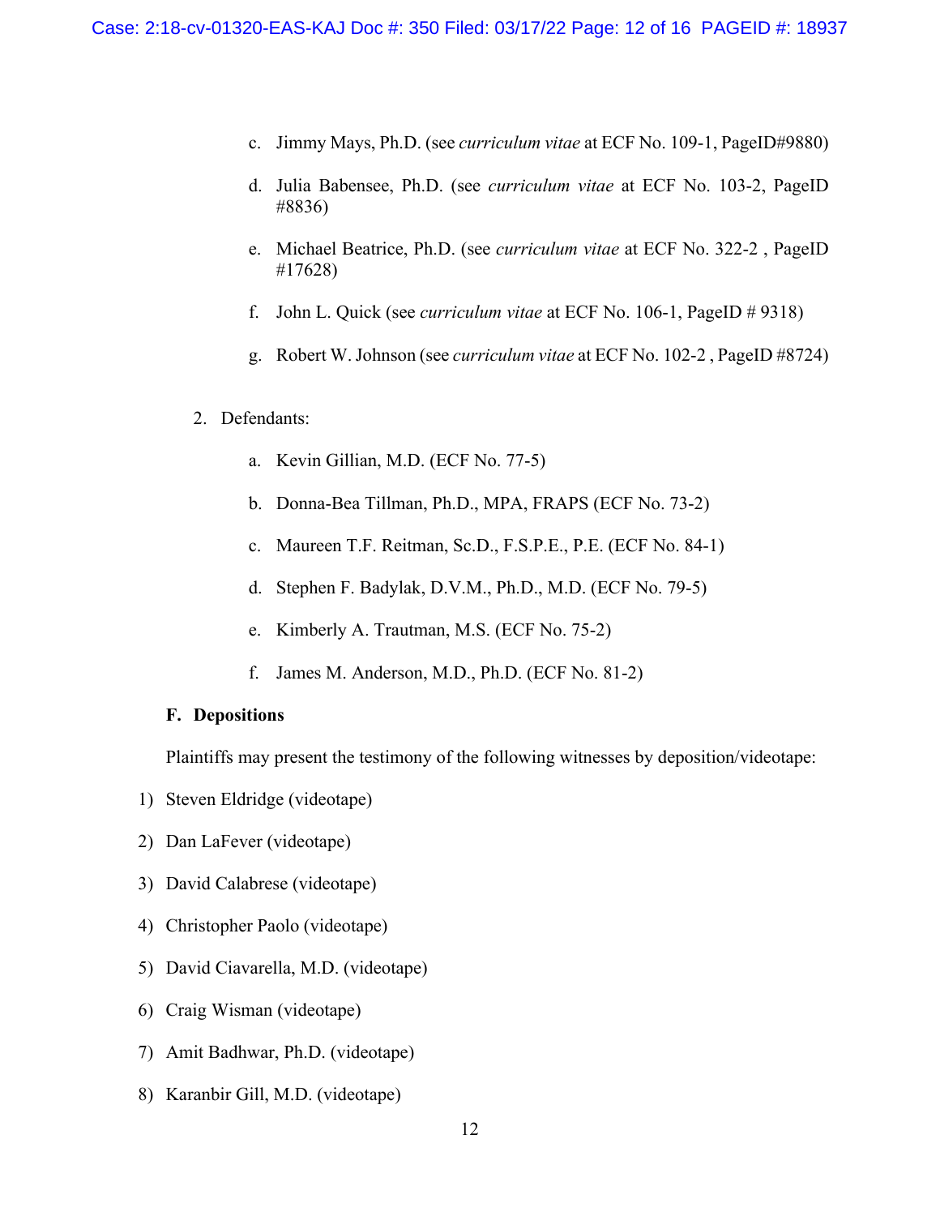c. Jimmy Mays, Ph.D. (see *curriculum vitae* at ECF No. 109-1, PageID#9880)

d. Julia Babensee, Ph.D. (see *curriculum vitae* at ECF No. 103-2, PageID #8836)

e. Michael Beatrice, Ph.D. (see *curriculum vitae* at ECF No. 322-2 , PageID #17628)

f. John L. Quick (see *curriculum vitae* at ECF No. 106-1, PageID # 9318)

g. Robert W. Johnson (see *curriculum vitae* at ECF No. 102-2 , PageID #8724)

2. Defendants:

a. Kevin Gillian, M.D. (ECF No. 77-5)

b. Donna-Bea Tillman, Ph.D., MPA, FRAPS (ECF No. 73-2)

c. Maureen T.F. Reitman, Sc.D., F.S.P.E., P.E. (ECF No. 84-1)

d. Stephen F. Badylak, D.V.M., Ph.D., M.D. (ECF No. 79-5)

e. Kimberly A. Trautman, M.S. (ECF No. 75-2)

f. James M. Anderson, M.D., Ph.D. (ECF No. 81-2)

**F. Depositions**

Plaintiffs may present the testimony of the following witnesses by deposition/videotape:

1) Steven Eldridge (videotape)

2) Dan LaFever (videotape)

3) David Calabrese (videotape)

4) Christopher Paolo (videotape)

5) David Ciavarella, M.D. (videotape)

6) Craig Wisman (videotape)

7) Amit Badhwar, Ph.D. (videotape)

8) Karanbir Gill, M.D. (videotape)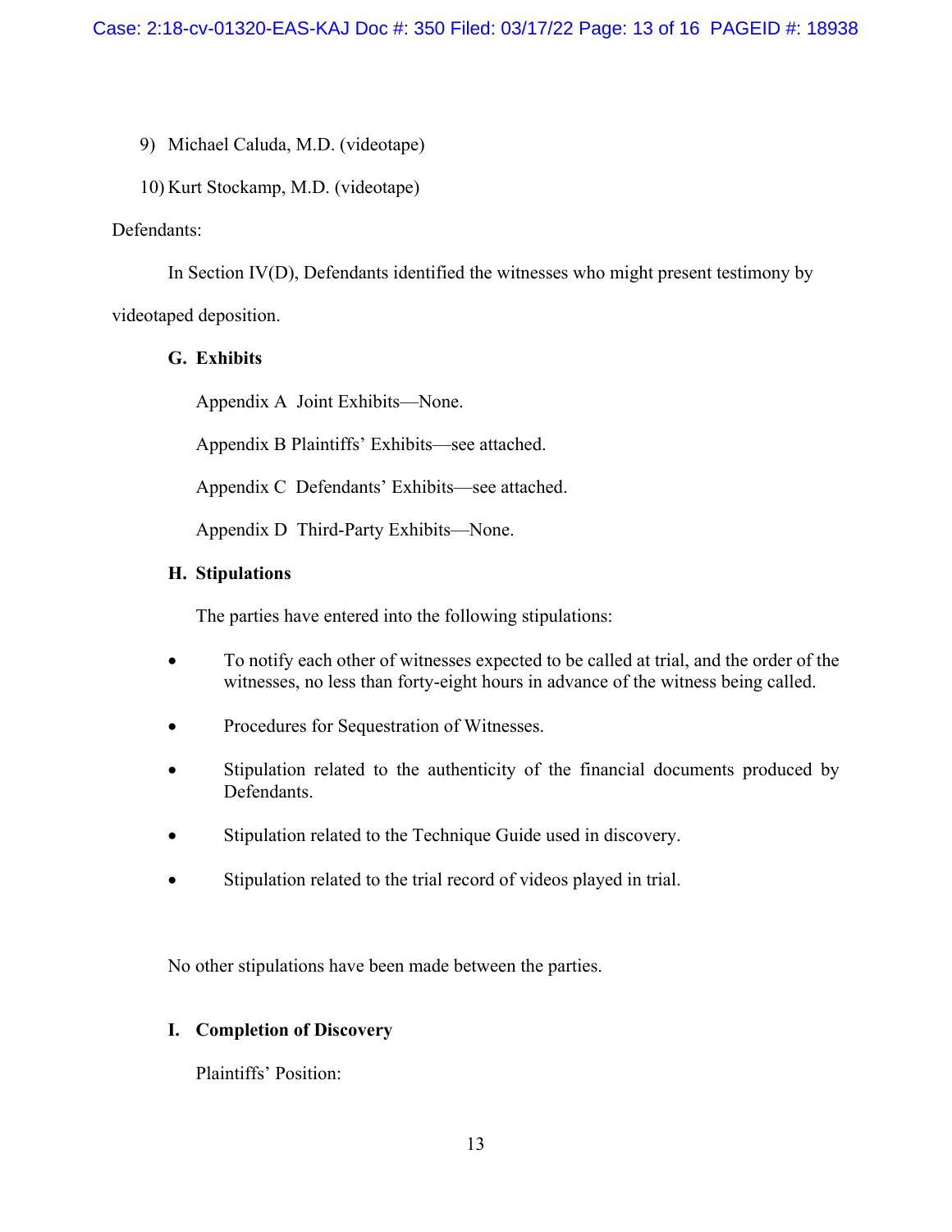9) Michael Caluda, M.D. (videotape)

10) Kurt Stockamp, M.D. (videotape)

Defendants:

In Section IV(D), Defendants identified the witnesses who might present testimony by videotaped deposition.

### G. Exhibits

Appendix A Joint Exhibits—None.

Appendix B Plaintiffs' Exhibits—see attached.

Appendix C Defendants' Exhibits—see attached.

Appendix D Third-Party Exhibits—None.

### H. Stipulations

The parties have entered into the following stipulations:

- To notify each other of witnesses expected to be called at trial, and the order of the witnesses, no less than forty-eight hours in advance of the witness being called.
- Procedures for Sequestration of Witnesses.
- Stipulation related to the authenticity of the financial documents produced by Defendants.
- Stipulation related to the Technique Guide used in discovery.
- Stipulation related to the trial record of videos played in trial.

No other stipulations have been made between the parties.

### I. Completion of Discovery

Plaintiffs' Position: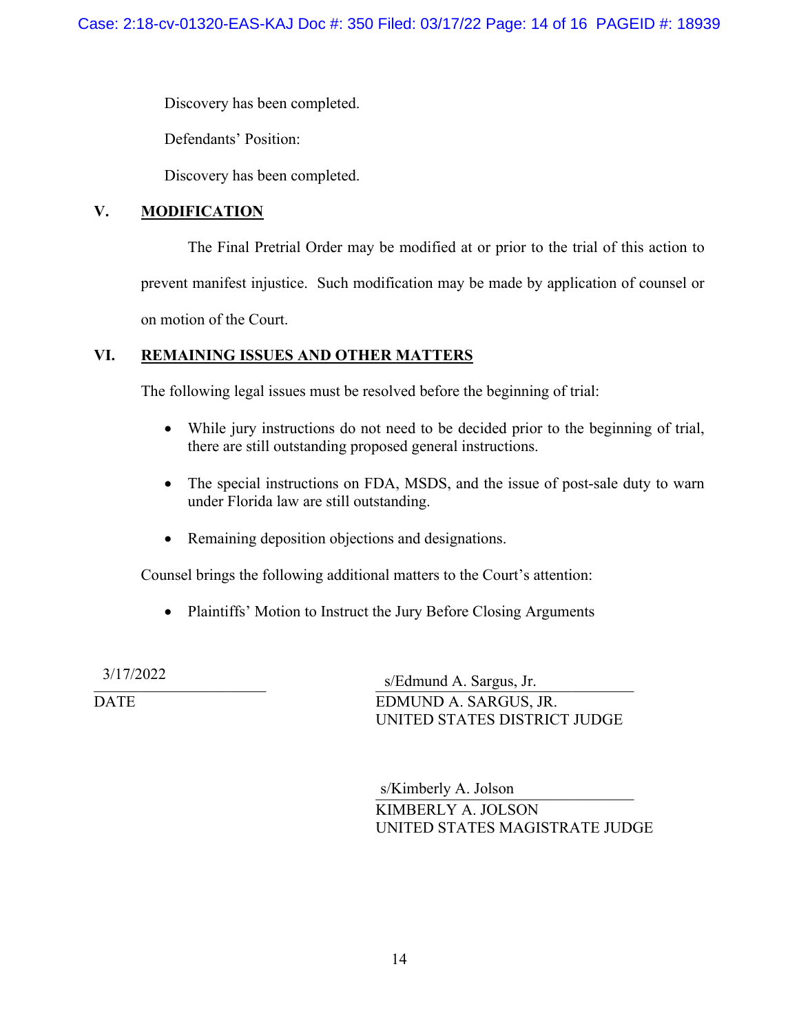Discovery has been completed.

Defendants' Position:

Discovery has been completed.

## V. MODIFICATION

The Final Pretrial Order may be modified at or prior to the trial of this action to prevent manifest injustice. Such modification may be made by application of counsel or on motion of the Court.

## VI. REMAINING ISSUES AND OTHER MATTERS

The following legal issues must be resolved before the beginning of trial:

- While jury instructions do not need to be decided prior to the beginning of trial, there are still outstanding proposed general instructions.
- The special instructions on FDA, MSDS, and the issue of post-sale duty to warn under Florida law are still outstanding.
- Remaining deposition objections and designations.

Counsel brings the following additional matters to the Court's attention:

- Plaintiffs' Motion to Instruct the Jury Before Closing Arguments

3/17/2022
DATE

s/Edmund A. Sargus, Jr.
EDMUND A. SARGUS, JR.
UNITED STATES DISTRICT JUDGE

s/Kimberly A. Jolson
KIMBERLY A. JOLSON
UNITED STATES MAGISTRATE JUDGE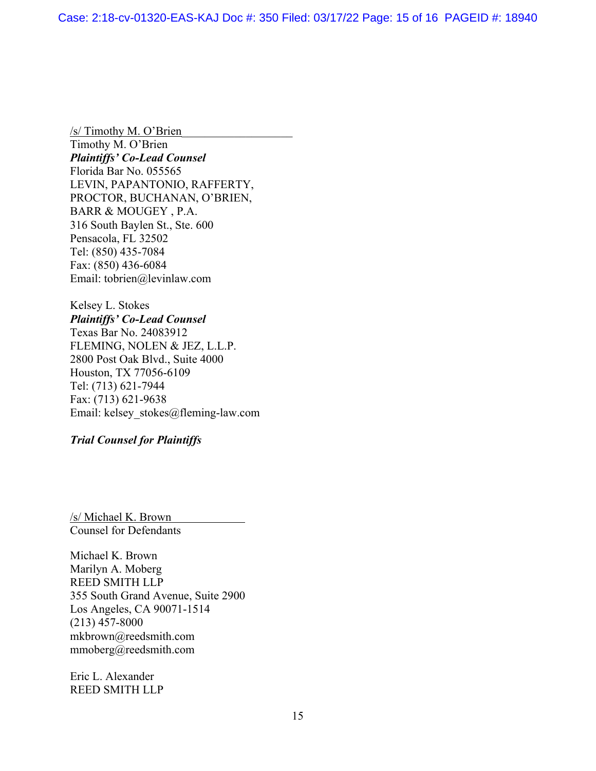/s/ Timothy M. O'Brien
Timothy M. O'Brien
***Plaintiffs' Co-Lead Counsel***
Florida Bar No. 055565
LEVIN, PAPANTONIO, RAFFERTY,
PROCTOR, BUCHANAN, O'BRIEN,
BARR & MOUGEY , P.A.
316 South Baylen St., Ste. 600
Pensacola, FL 32502
Tel: (850) 435-7084
Fax: (850) 436-6084
Email: tobrien@levinlaw.com

Kelsey L. Stokes
***Plaintiffs' Co-Lead Counsel***
Texas Bar No. 24083912
FLEMING, NOLEN & JEZ, L.L.P.
2800 Post Oak Blvd., Suite 4000
Houston, TX 77056-6109
Tel: (713) 621-7944
Fax: (713) 621-9638
Email: kelsey_stokes@fleming-law.com

***Trial Counsel for Plaintiffs***

/s/ Michael K. Brown
Counsel for Defendants

Michael K. Brown
Marilyn A. Moberg
REED SMITH LLP
355 South Grand Avenue, Suite 2900
Los Angeles, CA 90071-1514
(213) 457-8000
mkbrown@reedsmith.com
mmoberg@reedsmith.com

Eric L. Alexander
REED SMITH LLP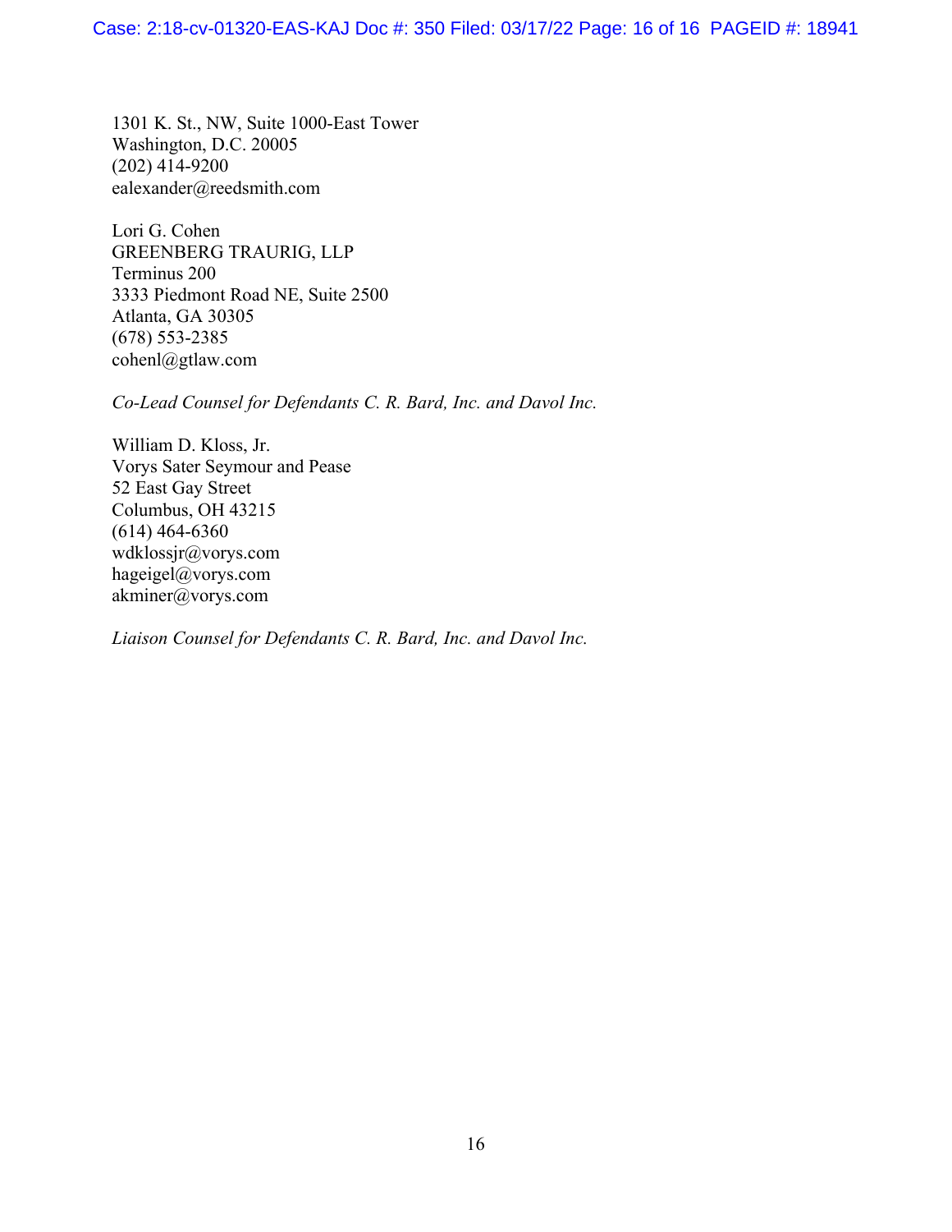1301 K. St., NW, Suite 1000-East Tower
Washington, D.C. 20005
(202) 414-9200
ealexander@reedsmith.com

Lori G. Cohen
GREENBERG TRAURIG, LLP
Terminus 200
3333 Piedmont Road NE, Suite 2500
Atlanta, GA 30305
(678) 553-2385
cohenl@gtlaw.com

*Co-Lead Counsel for Defendants C. R. Bard, Inc. and Davol Inc.*

William D. Kloss, Jr.
Vorys Sater Seymour and Pease
52 East Gay Street
Columbus, OH 43215
(614) 464-6360
wdklossjr@vorys.com
hageigel@vorys.com
akminer@vorys.com

*Liaison Counsel for Defendants C. R. Bard, Inc. and Davol Inc.*